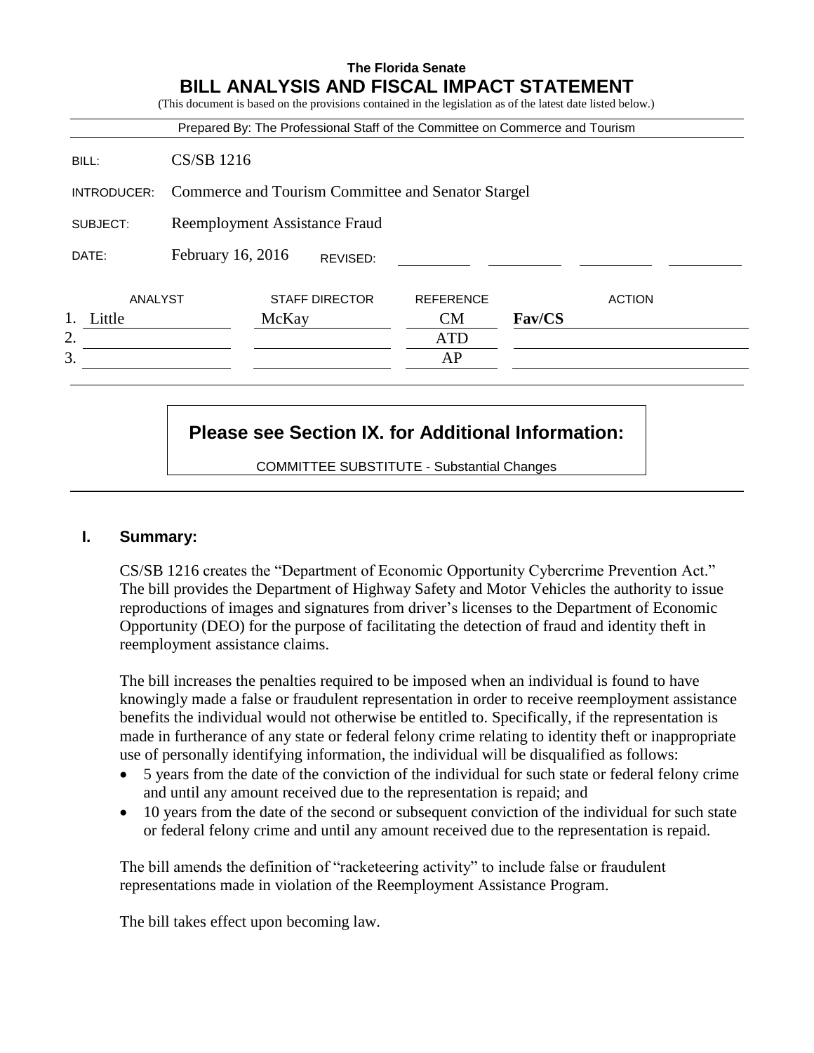**The Florida Senate**

# BILL ANALYSIS AND FISCAL IMPACT STATEMENT

(This document is based on the provisions contained in the legislation as of the latest date listed below.)

Prepared By: The Professional Staff of the Committee on Commerce and Tourism

| | |
|---|---|
| BILL: | CS/SB 1216 |
| INTRODUCER: | Commerce and Tourism Committee and Senator Stargel |
| SUBJECT: | Reemployment Assistance Fraud |
| DATE: | February 16, 2016 REVISED: |

| | ANALYST | STAFF DIRECTOR | REFERENCE | ACTION |
|---|---|---|---|---|
| 1. | Little | McKay | CM | **Fav/CS** |
| 2. | | | ATD | |
| 3. | | | AP | |

**Please see Section IX. for Additional Information:**

COMMITTEE SUBSTITUTE - Substantial Changes

## I. Summary:

CS/SB 1216 creates the "Department of Economic Opportunity Cybercrime Prevention Act." The bill provides the Department of Highway Safety and Motor Vehicles the authority to issue reproductions of images and signatures from driver's licenses to the Department of Economic Opportunity (DEO) for the purpose of facilitating the detection of fraud and identity theft in reemployment assistance claims.

The bill increases the penalties required to be imposed when an individual is found to have knowingly made a false or fraudulent representation in order to receive reemployment assistance benefits the individual would not otherwise be entitled to. Specifically, if the representation is made in furtherance of any state or federal felony crime relating to identity theft or inappropriate use of personally identifying information, the individual will be disqualified as follows:

- 5 years from the date of the conviction of the individual for such state or federal felony crime and until any amount received due to the representation is repaid; and
- 10 years from the date of the second or subsequent conviction of the individual for such state or federal felony crime and until any amount received due to the representation is repaid.

The bill amends the definition of "racketeering activity" to include false or fraudulent representations made in violation of the Reemployment Assistance Program.

The bill takes effect upon becoming law.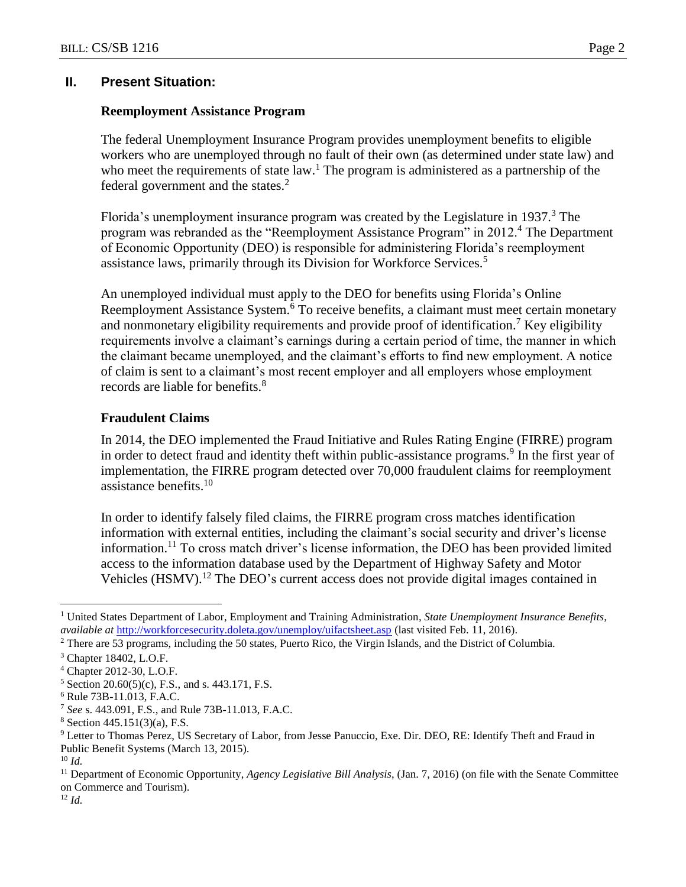## II. Present Situation:

### Reemployment Assistance Program

The federal Unemployment Insurance Program provides unemployment benefits to eligible workers who are unemployed through no fault of their own (as determined under state law) and who meet the requirements of state law.[1] The program is administered as a partnership of the federal government and the states.[2]

Florida's unemployment insurance program was created by the Legislature in 1937.[3] The program was rebranded as the "Reemployment Assistance Program" in 2012.[4] The Department of Economic Opportunity (DEO) is responsible for administering Florida's reemployment assistance laws, primarily through its Division for Workforce Services.[5]

An unemployed individual must apply to the DEO for benefits using Florida's Online Reemployment Assistance System.[6] To receive benefits, a claimant must meet certain monetary and nonmonetary eligibility requirements and provide proof of identification.[7] Key eligibility requirements involve a claimant's earnings during a certain period of time, the manner in which the claimant became unemployed, and the claimant's efforts to find new employment. A notice of claim is sent to a claimant's most recent employer and all employers whose employment records are liable for benefits.[8]

### Fraudulent Claims

In 2014, the DEO implemented the Fraud Initiative and Rules Rating Engine (FIRRE) program in order to detect fraud and identity theft within public-assistance programs.[9] In the first year of implementation, the FIRRE program detected over 70,000 fraudulent claims for reemployment assistance benefits.[10]

In order to identify falsely filed claims, the FIRRE program cross matches identification information with external entities, including the claimant's social security and driver's license information.[11] To cross match driver's license information, the DEO has been provided limited access to the information database used by the Department of Highway Safety and Motor Vehicles (HSMV).[12] The DEO's current access does not provide digital images contained in

---

[1] United States Department of Labor, Employment and Training Administration, *State Unemployment Insurance Benefits*, *available at* http://workforcesecurity.doleta.gov/unemploy/uifactsheet.asp (last visited Feb. 11, 2016).

[2] There are 53 programs, including the 50 states, Puerto Rico, the Virgin Islands, and the District of Columbia.

[3] Chapter 18402, L.O.F.

[4] Chapter 2012-30, L.O.F.

[5] Section 20.60(5)(c), F.S., and s. 443.171, F.S.

[6] Rule 73B-11.013, F.A.C.

[7] *See* s. 443.091, F.S., and Rule 73B-11.013, F.A.C.

[8] Section 445.151(3)(a), F.S.

[9] Letter to Thomas Perez, US Secretary of Labor, from Jesse Panuccio, Exe. Dir. DEO, RE: Identify Theft and Fraud in Public Benefit Systems (March 13, 2015).

[10] *Id.*

[11] Department of Economic Opportunity, *Agency Legislative Bill Analysis*, (Jan. 7, 2016) (on file with the Senate Committee on Commerce and Tourism).

[12] *Id.*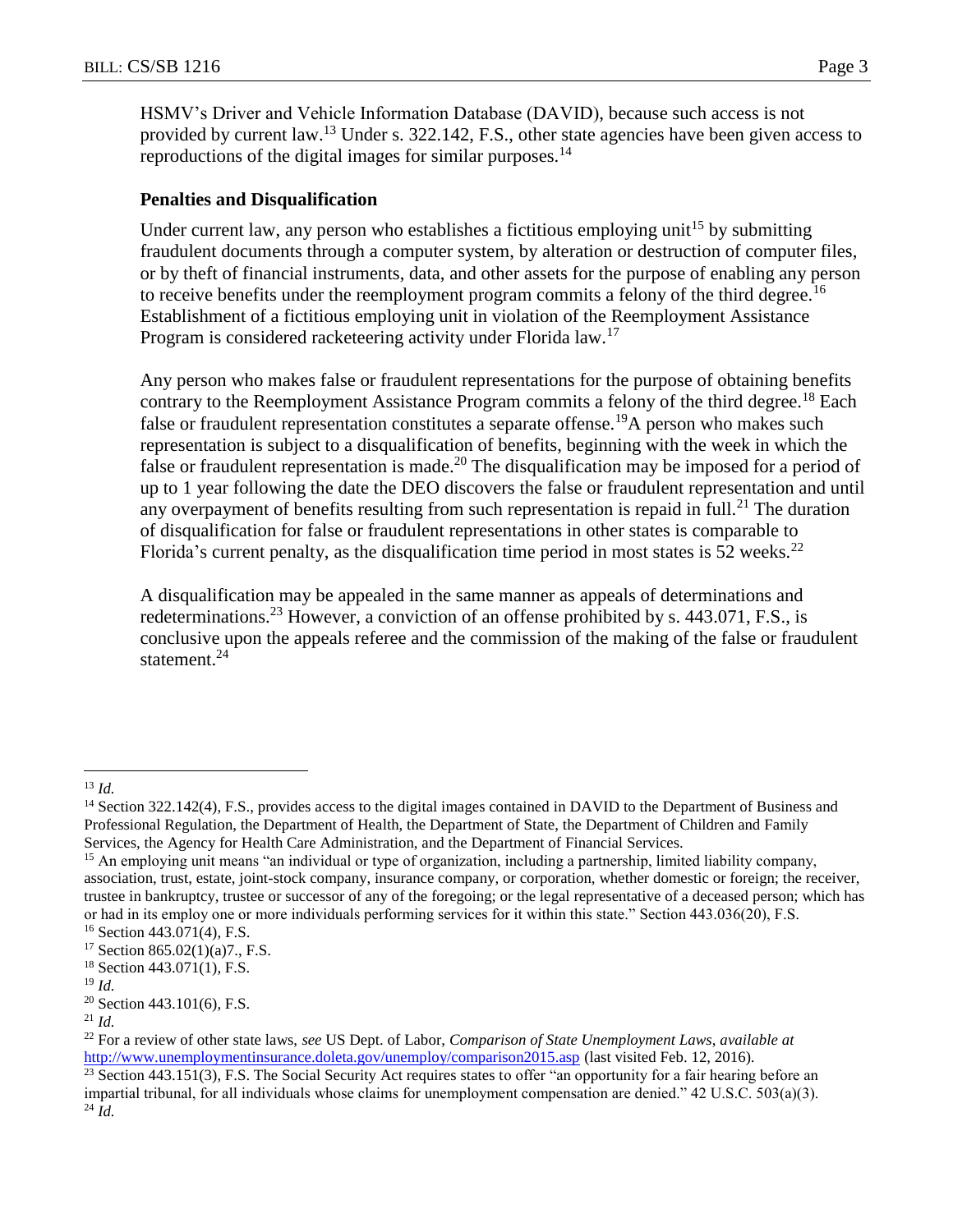HSMV's Driver and Vehicle Information Database (DAVID), because such access is not provided by current law.[13] Under s. 322.142, F.S., other state agencies have been given access to reproductions of the digital images for similar purposes.[14]

### Penalties and Disqualification

Under current law, any person who establishes a fictitious employing unit[15] by submitting fraudulent documents through a computer system, by alteration or destruction of computer files, or by theft of financial instruments, data, and other assets for the purpose of enabling any person to receive benefits under the reemployment program commits a felony of the third degree.[16] Establishment of a fictitious employing unit in violation of the Reemployment Assistance Program is considered racketeering activity under Florida law.[17]

Any person who makes false or fraudulent representations for the purpose of obtaining benefits contrary to the Reemployment Assistance Program commits a felony of the third degree.[18] Each false or fraudulent representation constitutes a separate offense.[19] A person who makes such representation is subject to a disqualification of benefits, beginning with the week in which the false or fraudulent representation is made.[20] The disqualification may be imposed for a period of up to 1 year following the date the DEO discovers the false or fraudulent representation and until any overpayment of benefits resulting from such representation is repaid in full.[21] The duration of disqualification for false or fraudulent representations in other states is comparable to Florida's current penalty, as the disqualification time period in most states is 52 weeks.[22]

A disqualification may be appealed in the same manner as appeals of determinations and redeterminations.[23] However, a conviction of an offense prohibited by s. 443.071, F.S., is conclusive upon the appeals referee and the commission of the making of the false or fraudulent statement.[24]

---

[13] *Id.*

[14] Section 322.142(4), F.S., provides access to the digital images contained in DAVID to the Department of Business and Professional Regulation, the Department of Health, the Department of State, the Department of Children and Family Services, the Agency for Health Care Administration, and the Department of Financial Services.

[15] An employing unit means "an individual or type of organization, including a partnership, limited liability company, association, trust, estate, joint-stock company, insurance company, or corporation, whether domestic or foreign; the receiver, trustee in bankruptcy, trustee or successor of any of the foregoing; or the legal representative of a deceased person; which has or had in its employ one or more individuals performing services for it within this state." Section 443.036(20), F.S.

[16] Section 443.071(4), F.S.

[17] Section 865.02(1)(a)7., F.S.

[18] Section 443.071(1), F.S.

[19] *Id.*

[20] Section 443.101(6), F.S.

[21] *Id.*

[22] For a review of other state laws, *see* US Dept. of Labor, *Comparison of State Unemployment Laws*, *available at* http://www.unemploymentinsurance.doleta.gov/unemploy/comparison2015.asp (last visited Feb. 12, 2016).

[23] Section 443.151(3), F.S. The Social Security Act requires states to offer "an opportunity for a fair hearing before an impartial tribunal, for all individuals whose claims for unemployment compensation are denied." 42 U.S.C. 503(a)(3).

[24] *Id.*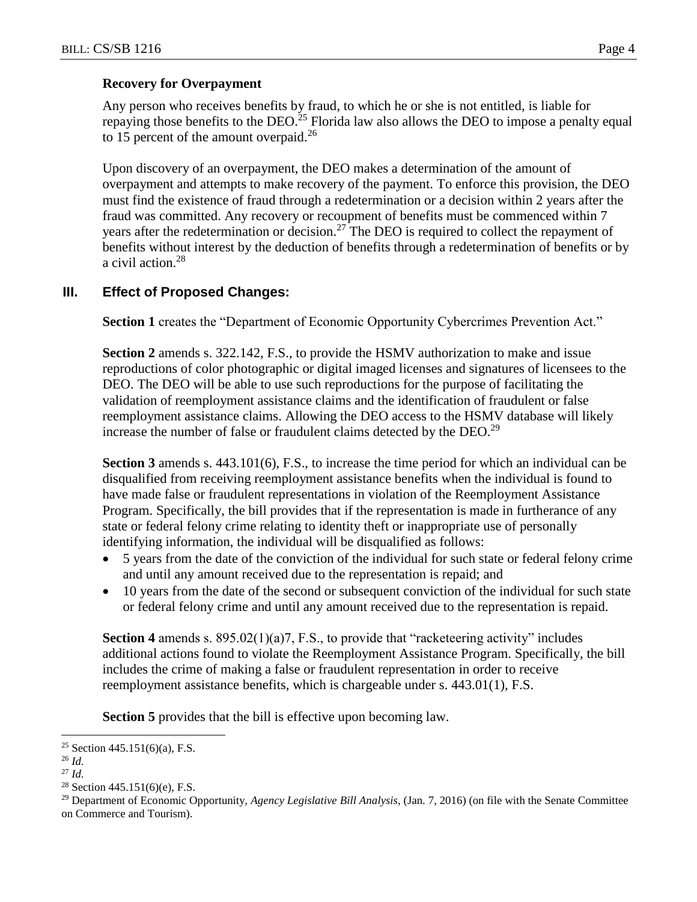#### Recovery for Overpayment

Any person who receives benefits by fraud, to which he or she is not entitled, is liable for repaying those benefits to the DEO.[25] Florida law also allows the DEO to impose a penalty equal to 15 percent of the amount overpaid.[26]

Upon discovery of an overpayment, the DEO makes a determination of the amount of overpayment and attempts to make recovery of the payment. To enforce this provision, the DEO must find the existence of fraud through a redetermination or a decision within 2 years after the fraud was committed. Any recovery or recoupment of benefits must be commenced within 7 years after the redetermination or decision.[27] The DEO is required to collect the repayment of benefits without interest by the deduction of benefits through a redetermination of benefits or by a civil action.[28]

## III. Effect of Proposed Changes:

**Section 1** creates the "Department of Economic Opportunity Cybercrimes Prevention Act."

**Section 2** amends s. 322.142, F.S., to provide the HSMV authorization to make and issue reproductions of color photographic or digital imaged licenses and signatures of licensees to the DEO. The DEO will be able to use such reproductions for the purpose of facilitating the validation of reemployment assistance claims and the identification of fraudulent or false reemployment assistance claims. Allowing the DEO access to the HSMV database will likely increase the number of false or fraudulent claims detected by the DEO.[29]

**Section 3** amends s. 443.101(6), F.S., to increase the time period for which an individual can be disqualified from receiving reemployment assistance benefits when the individual is found to have made false or fraudulent representations in violation of the Reemployment Assistance Program. Specifically, the bill provides that if the representation is made in furtherance of any state or federal felony crime relating to identity theft or inappropriate use of personally identifying information, the individual will be disqualified as follows:

- 5 years from the date of the conviction of the individual for such state or federal felony crime and until any amount received due to the representation is repaid; and
- 10 years from the date of the second or subsequent conviction of the individual for such state or federal felony crime and until any amount received due to the representation is repaid.

**Section 4** amends s. 895.02(1)(a)7, F.S., to provide that "racketeering activity" includes additional actions found to violate the Reemployment Assistance Program. Specifically, the bill includes the crime of making a false or fraudulent representation in order to receive reemployment assistance benefits, which is chargeable under s. 443.01(1), F.S.

**Section 5** provides that the bill is effective upon becoming law.

---

[25] Section 445.151(6)(a), F.S.

[26] *Id.*

[27] *Id.*

[28] Section 445.151(6)(e), F.S.

[29] Department of Economic Opportunity, *Agency Legislative Bill Analysis*, (Jan. 7, 2016) (on file with the Senate Committee on Commerce and Tourism).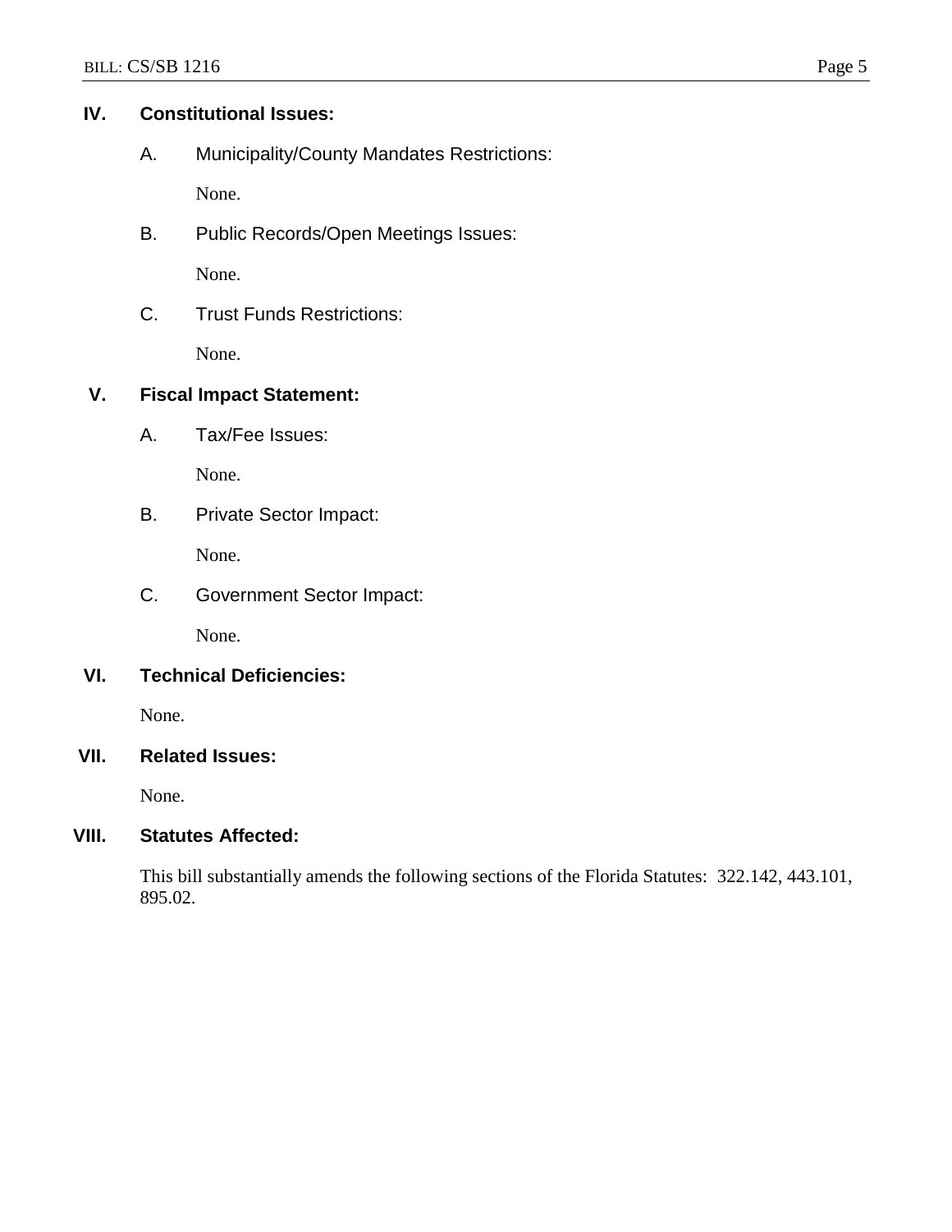## IV. Constitutional Issues:

### A. Municipality/County Mandates Restrictions:

None.

### B. Public Records/Open Meetings Issues:

None.

### C. Trust Funds Restrictions:

None.

## V. Fiscal Impact Statement:

### A. Tax/Fee Issues:

None.

### B. Private Sector Impact:

None.

### C. Government Sector Impact:

None.

## VI. Technical Deficiencies:

None.

## VII. Related Issues:

None.

## VIII. Statutes Affected:

This bill substantially amends the following sections of the Florida Statutes: 322.142, 443.101, 895.02.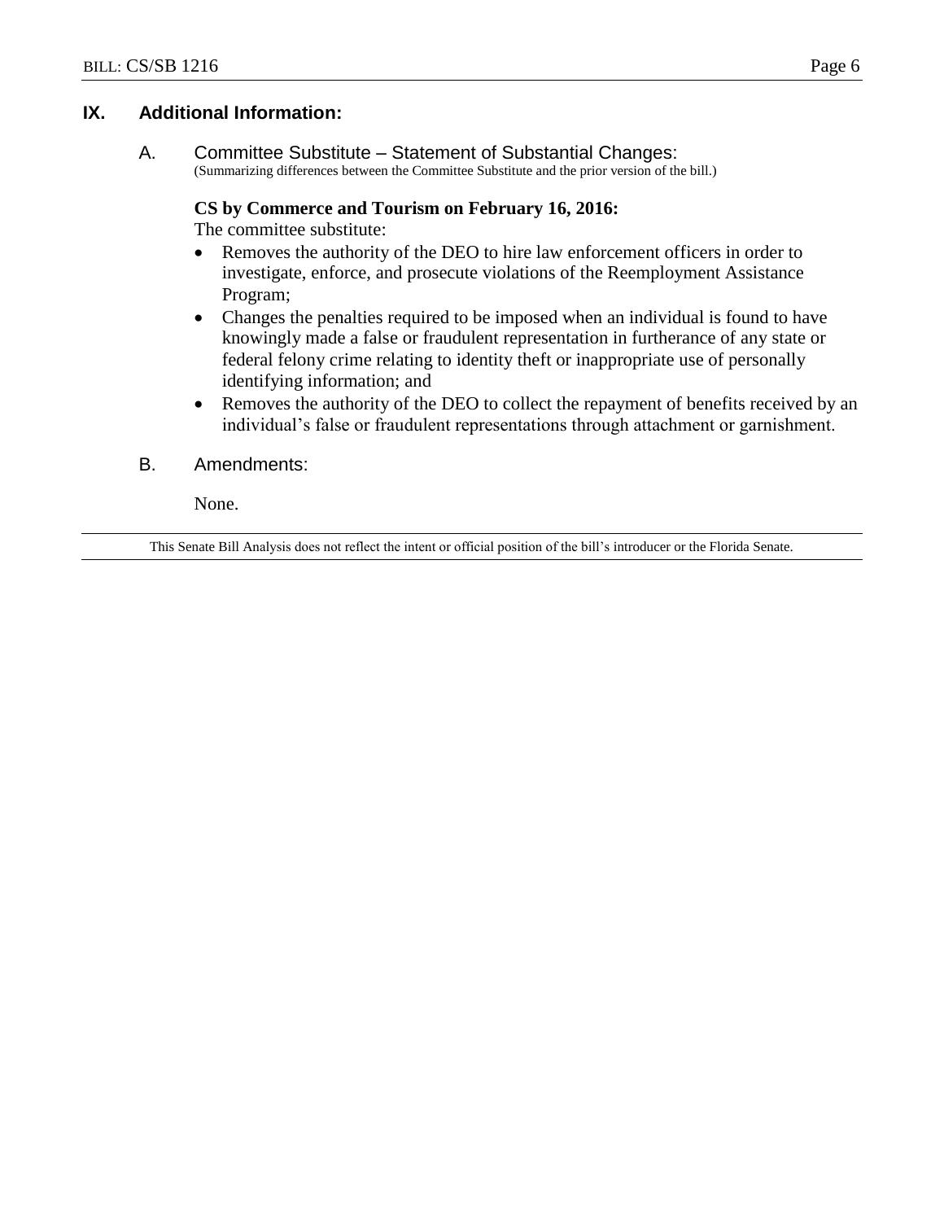## IX. Additional Information:

### A. Committee Substitute – Statement of Substantial Changes:

(Summarizing differences between the Committee Substitute and the prior version of the bill.)

**CS by Commerce and Tourism on February 16, 2016:**

The committee substitute:

- Removes the authority of the DEO to hire law enforcement officers in order to investigate, enforce, and prosecute violations of the Reemployment Assistance Program;
- Changes the penalties required to be imposed when an individual is found to have knowingly made a false or fraudulent representation in furtherance of any state or federal felony crime relating to identity theft or inappropriate use of personally identifying information; and
- Removes the authority of the DEO to collect the repayment of benefits received by an individual's false or fraudulent representations through attachment or garnishment.

### B. Amendments:

None.

This Senate Bill Analysis does not reflect the intent or official position of the bill's introducer or the Florida Senate.